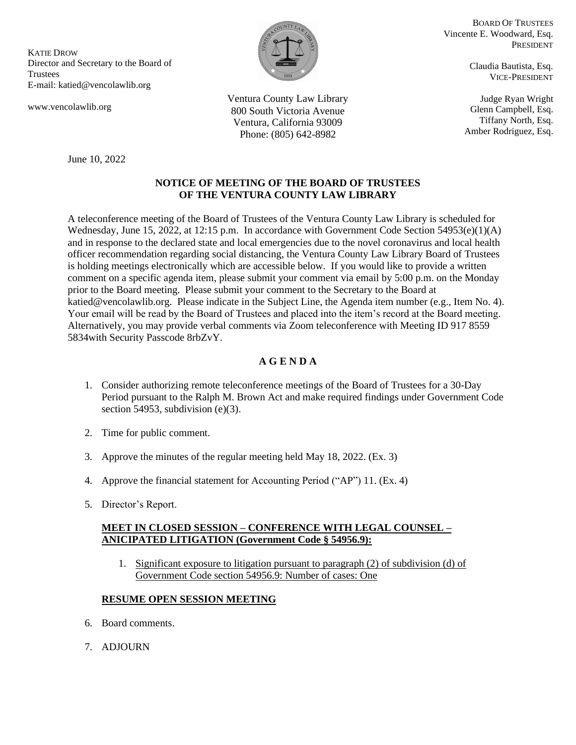KATIE DROW
Director and Secretary to the Board of Trustees
E-mail: katied@vencolawlib.org

www.vencolawlib.org

Ventura County Law Library
800 South Victoria Avenue
Ventura, California 93009
Phone: (805) 642-8982

BOARD OF TRUSTEES
Vincente E. Woodward, Esq.
PRESIDENT

Claudia Bautista, Esq.
VICE-PRESIDENT

Judge Ryan Wright
Glenn Campbell, Esq.
Tiffany North, Esq.
Amber Rodriguez, Esq.

June 10, 2022

**NOTICE OF MEETING OF THE BOARD OF TRUSTEES OF THE VENTURA COUNTY LAW LIBRARY**

A teleconference meeting of the Board of Trustees of the Ventura County Law Library is scheduled for Wednesday, June 15, 2022, at 12:15 p.m. In accordance with Government Code Section 54953(e)(1)(A) and in response to the declared state and local emergencies due to the novel coronavirus and local health officer recommendation regarding social distancing, the Ventura County Law Library Board of Trustees is holding meetings electronically which are accessible below. If you would like to provide a written comment on a specific agenda item, please submit your comment via email by 5:00 p.m. on the Monday prior to the Board meeting. Please submit your comment to the Secretary to the Board at katied@vencolawlib.org. Please indicate in the Subject Line, the Agenda item number (e.g., Item No. 4). Your email will be read by the Board of Trustees and placed into the item's record at the Board meeting. Alternatively, you may provide verbal comments via Zoom teleconference with Meeting ID 917 8559 5834with Security Passcode 8rbZvY.

**A G E N D A**

1. Consider authorizing remote teleconference meetings of the Board of Trustees for a 30-Day Period pursuant to the Ralph M. Brown Act and make required findings under Government Code section 54953, subdivision (e)(3).
2. Time for public comment.
3. Approve the minutes of the regular meeting held May 18, 2022. (Ex. 3)
4. Approve the financial statement for Accounting Period ("AP") 11. (Ex. 4)
5. Director's Report.

**MEET IN CLOSED SESSION – CONFERENCE WITH LEGAL COUNSEL – ANICIPATED LITIGATION (Government Code § 54956.9):**

1. Significant exposure to litigation pursuant to paragraph (2) of subdivision (d) of Government Code section 54956.9: Number of cases: One

**RESUME OPEN SESSION MEETING**

6. Board comments.
7. ADJOURN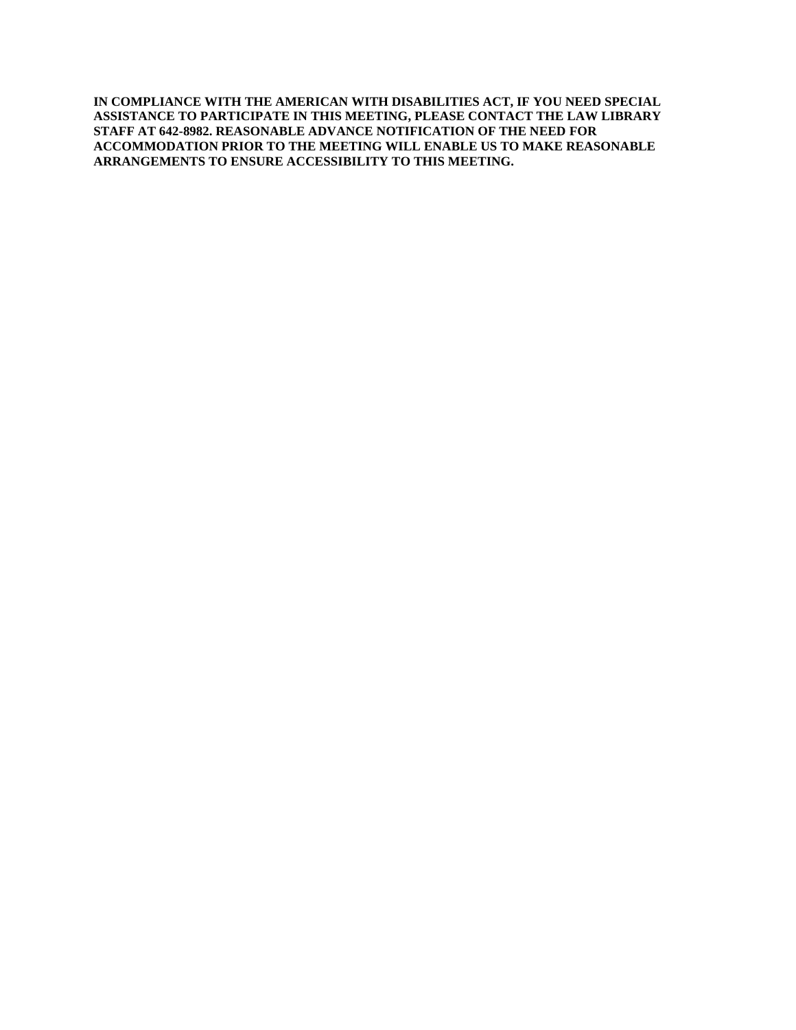**IN COMPLIANCE WITH THE AMERICAN WITH DISABILITIES ACT, IF YOU NEED SPECIAL ASSISTANCE TO PARTICIPATE IN THIS MEETING, PLEASE CONTACT THE LAW LIBRARY STAFF AT 642-8982. REASONABLE ADVANCE NOTIFICATION OF THE NEED FOR ACCOMMODATION PRIOR TO THE MEETING WILL ENABLE US TO MAKE REASONABLE ARRANGEMENTS TO ENSURE ACCESSIBILITY TO THIS MEETING.**